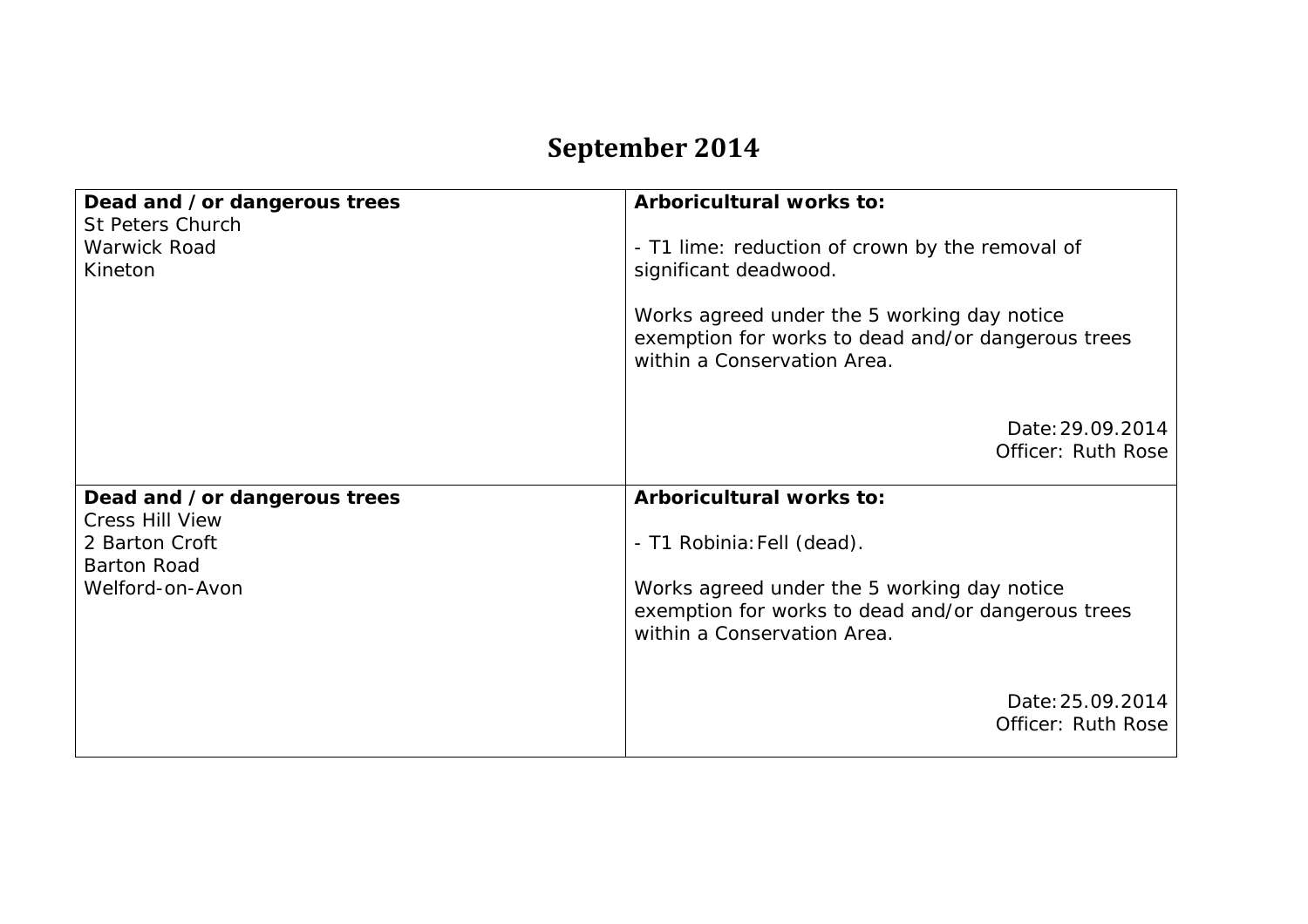# September 2014

| Dead and / or dangerous trees | Arboricultural works to: |
| --- | --- |
| St Peters Church<br>Warwick Road<br>Kineton | - T1 lime: reduction of crown by the removal of significant deadwood.<br><br>Works agreed under the 5 working day notice exemption for works to dead and/or dangerous trees within a Conservation Area.<br><br>Date: 29.09.2014<br>Officer: Ruth Rose |
| **Dead and / or dangerous trees** | **Arboricultural works to:** |
| Cress Hill View<br>2 Barton Croft<br>Barton Road<br>Welford-on-Avon | - T1 Robinia: Fell (dead).<br><br>Works agreed under the 5 working day notice exemption for works to dead and/or dangerous trees within a Conservation Area.<br><br>Date: 25.09.2014<br>Officer: Ruth Rose |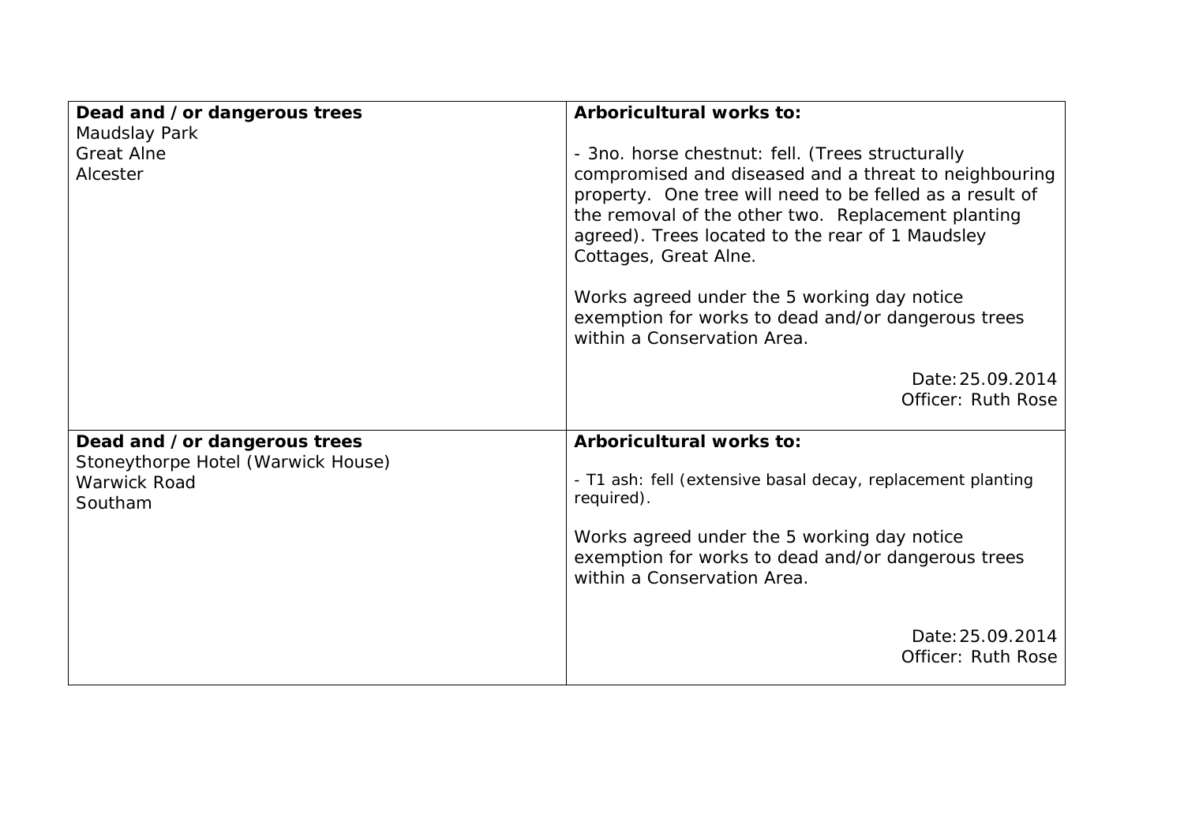| **Dead and / or dangerous trees**<br>Maudslay Park<br>Great Alne<br>Alcester | **Arboricultural works to:**<br><br>- 3no. horse chestnut: fell. (Trees structurally compromised and diseased and a threat to neighbouring property. One tree will need to be felled as a result of the removal of the other two. Replacement planting agreed). Trees located to the rear of 1 Maudsley Cottages, Great Alne.<br><br>Works agreed under the 5 working day notice exemption for works to dead and/or dangerous trees within a Conservation Area.<br><br>Date: 25.09.2014<br>Officer: Ruth Rose |
|---|---|
| **Dead and / or dangerous trees**<br>Stoneythorpe Hotel (Warwick House)<br>Warwick Road<br>Southam | **Arboricultural works to:**<br><br>- T1 ash: fell (extensive basal decay, replacement planting required).<br><br>Works agreed under the 5 working day notice exemption for works to dead and/or dangerous trees within a Conservation Area.<br><br>Date: 25.09.2014<br>Officer: Ruth Rose |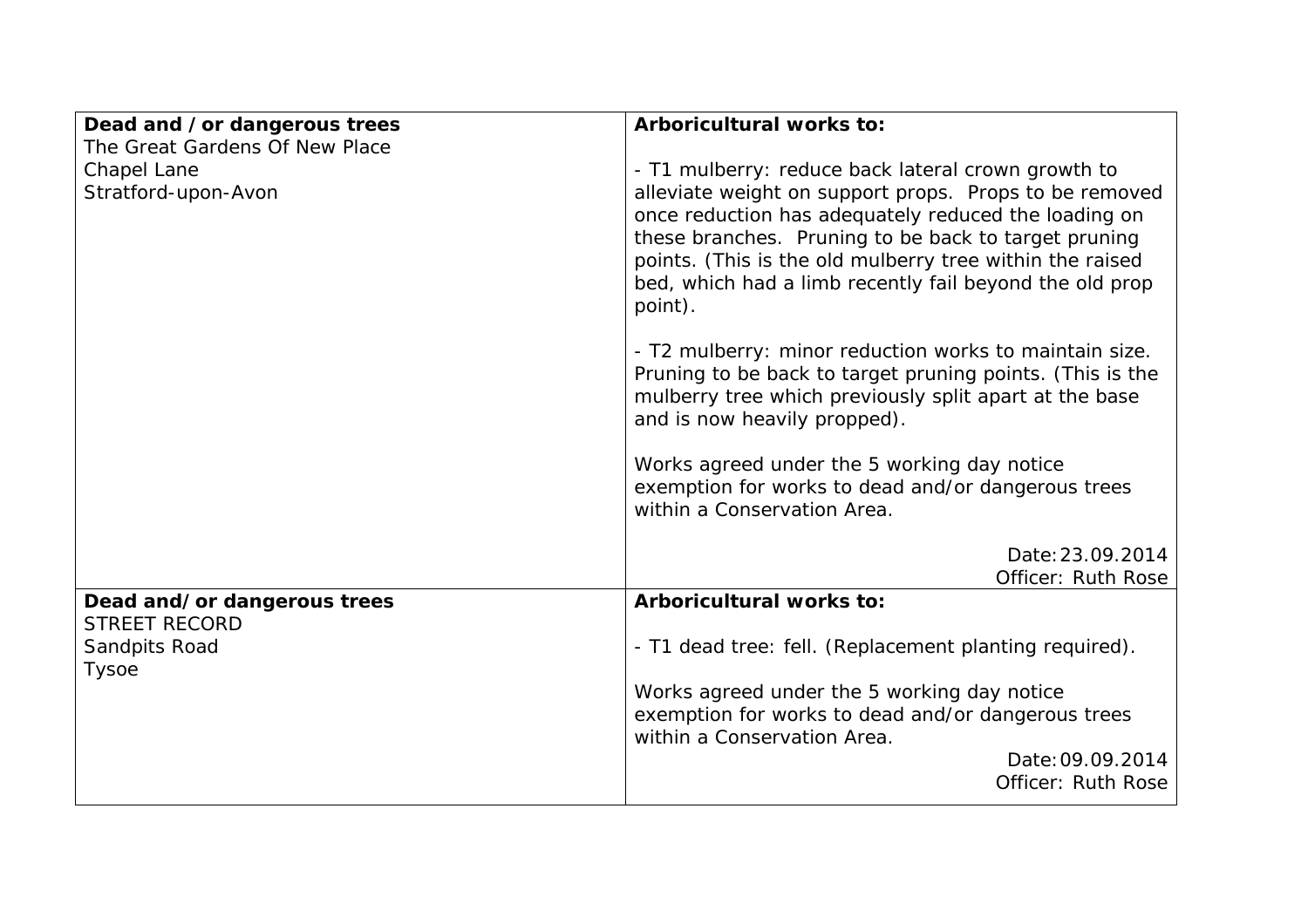| **Dead and / or dangerous trees**<br>The Great Gardens Of New Place<br>Chapel Lane<br>Stratford-upon-Avon | **Arboricultural works to:**<br><br>- T1 mulberry: reduce back lateral crown growth to alleviate weight on support props. Props to be removed once reduction has adequately reduced the loading on these branches. Pruning to be back to target pruning points. (This is the old mulberry tree within the raised bed, which had a limb recently fail beyond the old prop point).<br><br>- T2 mulberry: minor reduction works to maintain size. Pruning to be back to target pruning points. (This is the mulberry tree which previously split apart at the base and is now heavily propped).<br><br>Works agreed under the 5 working day notice exemption for works to dead and/or dangerous trees within a Conservation Area.<br><br>Date: 23.09.2014<br>Officer: Ruth Rose |
|---|---|
| **Dead and/ or dangerous trees**<br>STREET RECORD<br>Sandpits Road<br>Tysoe | **Arboricultural works to:**<br><br>- T1 dead tree: fell. (Replacement planting required).<br><br>Works agreed under the 5 working day notice exemption for works to dead and/or dangerous trees within a Conservation Area.<br>Date: 09.09.2014<br>Officer: Ruth Rose |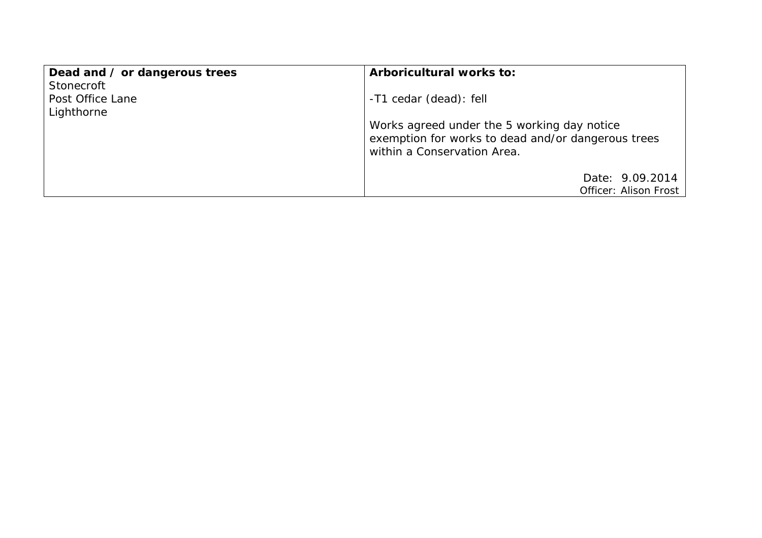| | |
|---|---|
| **Dead and / or dangerous trees**<br>Stonecroft<br>Post Office Lane<br>Lighthorne | **Arboricultural works to:**<br><br>-T1 cedar (dead): fell<br><br>Works agreed under the 5 working day notice exemption for works to dead and/or dangerous trees within a Conservation Area.<br><br>Date: 9.09.2014<br>Officer: Alison Frost |